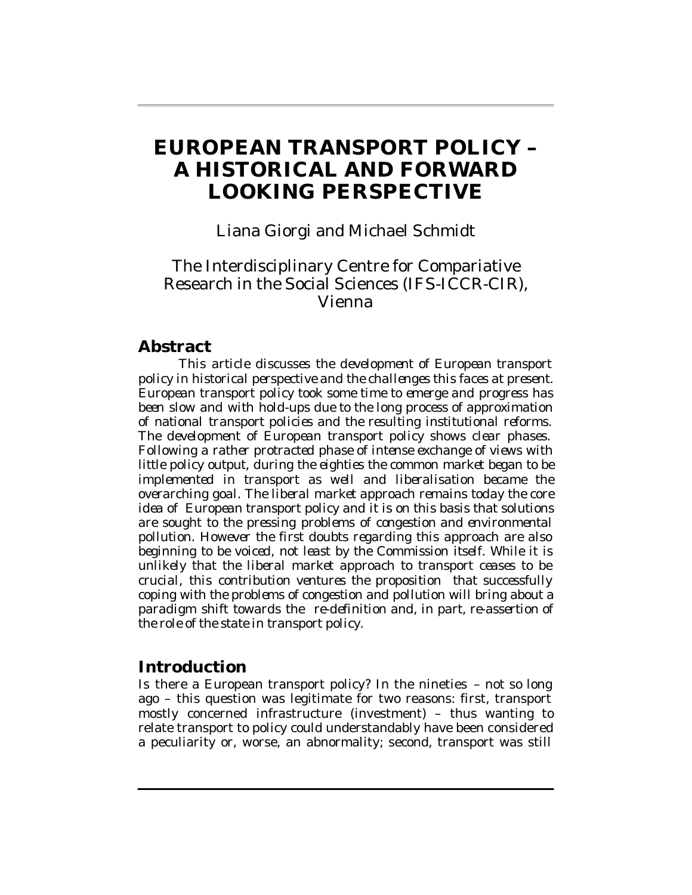# EUROPEAN TRANSPORT POLICY – A HISTORICAL AND FORWARD LOOKING PERSPECTIVE

Liana Giorgi and Michael Schmidt

The Interdisciplinary Centre for Compariative Research in the Social Sciences (IFS-ICCR-CIR), Vienna

## Abstract

*This article discusses the development of European transport policy in historical perspective and the challenges this faces at present. European transport policy took some time to emerge and progress has been slow and with hold-ups due to the long process of approximation of national transport policies and the resulting institutional reforms. The development of European transport policy shows clear phases. Following a rather protracted phase of intense exchange of views with little policy output, during the eighties the common market began to be implemented in transport as well and liberalisation became the overarching goal. The liberal market approach remains today the core idea of European transport policy and it is on this basis that solutions are sought to the pressing problems of congestion and environmental pollution. However the first doubts regarding this approach are also beginning to be voiced, not least by the Commission itself. While it is unlikely that the liberal market approach to transport ceases to be crucial, this contribution ventures the proposition that successfully coping with the problems of congestion and pollution will bring about a paradigm shift towards the re-definition and, in part, re-assertion of the role of the state in transport policy.*

## Introduction

Is there a European transport policy? In the nineties – not so long ago – this question was legitimate for two reasons: first, transport mostly concerned infrastructure (investment) – thus wanting to relate transport to policy could understandably have been considered a peculiarity or, worse, an abnormality; second, transport was still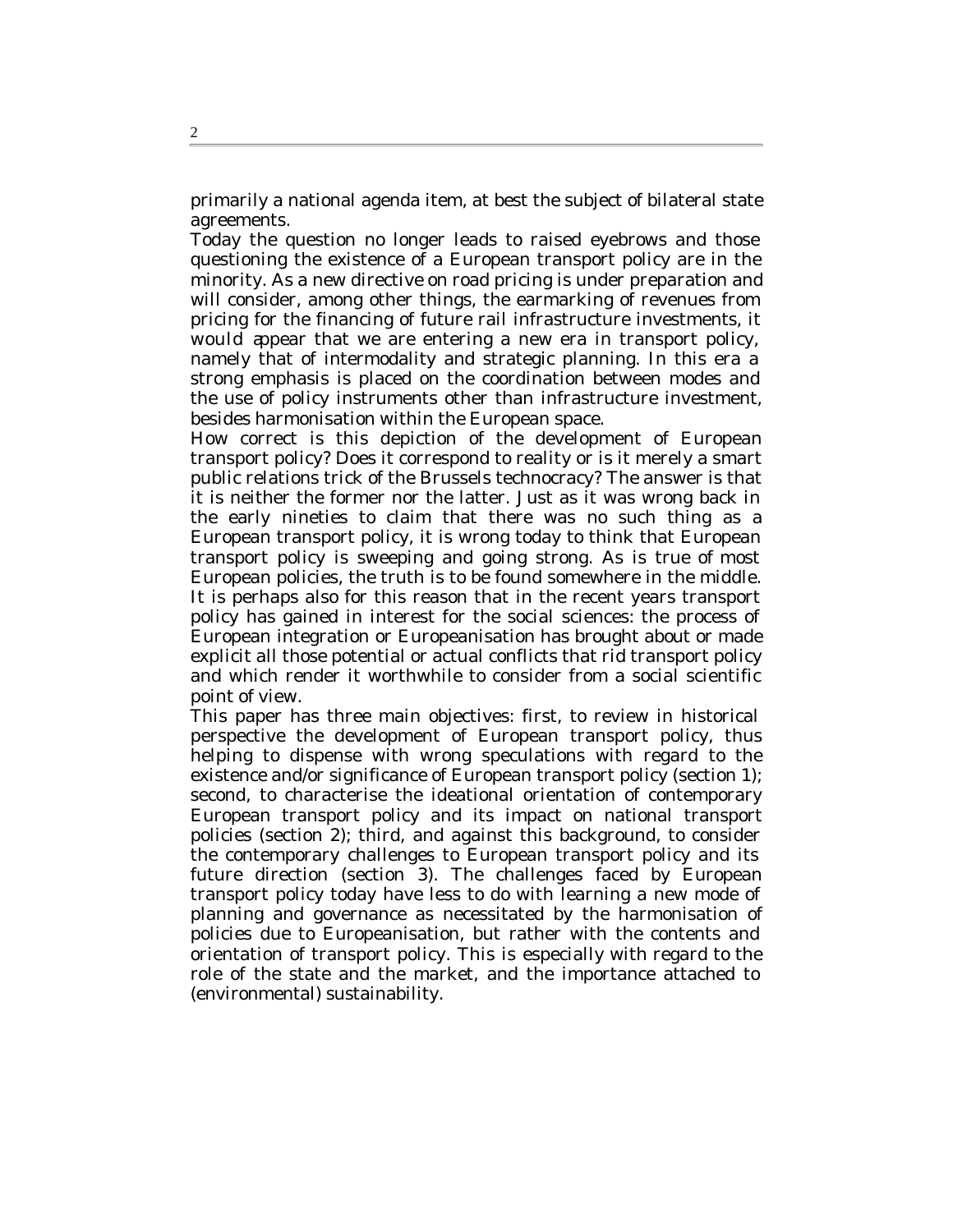primarily a national agenda item, at best the subject of bilateral state agreements.

Today the question no longer leads to raised eyebrows and those questioning the existence of a European transport policy are in the minority. As a new directive on road pricing is under preparation and will consider, among other things, the earmarking of revenues from pricing for the financing of future rail infrastructure investments, it would appear that we are entering a new era in transport policy, namely that of intermodality and strategic planning. In this era a strong emphasis is placed on the coordination between modes and the use of policy instruments other than infrastructure investment, besides harmonisation within the European space.

How correct is this depiction of the development of European transport policy? Does it correspond to reality or is it merely a smart public relations trick of the Brussels technocracy? The answer is that it is neither the former nor the latter. Just as it was wrong back in the early nineties to claim that there was no such thing as a European transport policy, it is wrong today to think that European transport policy is sweeping and going strong. As is true of most European policies, the truth is to be found somewhere in the middle. It is perhaps also for this reason that in the recent years transport policy has gained in interest for the social sciences: the process of European integration or Europeanisation has brought about or made explicit all those potential or actual conflicts that rid transport policy and which render it worthwhile to consider from a social scientific point of view.

This paper has three main objectives: first, to review in historical perspective the development of European transport policy, thus helping to dispense with wrong speculations with regard to the existence and/or significance of European transport policy (section 1); second, to characterise the ideational orientation of contemporary European transport policy and its impact on national transport policies (section 2); third, and against this background, to consider the contemporary challenges to European transport policy and its future direction (section 3). The challenges faced by European transport policy today have less to do with learning a new mode of planning and governance as necessitated by the harmonisation of policies due to Europeanisation, but rather with the contents and orientation of transport policy. This is especially with regard to the role of the state and the market, and the importance attached to (environmental) sustainability.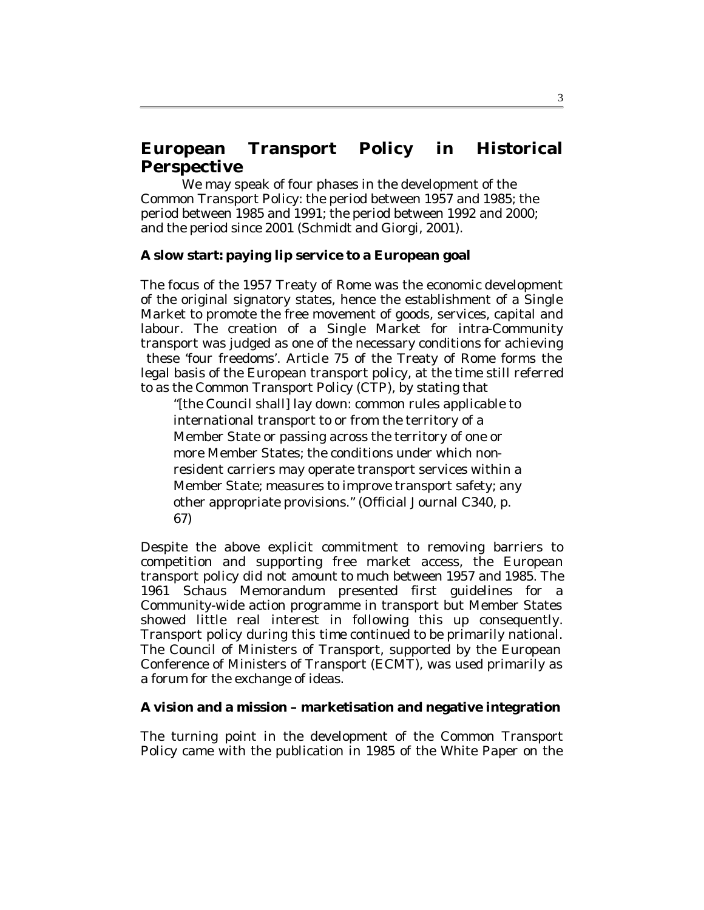## European Transport Policy in Historical Perspective

We may speak of four phases in the development of the Common Transport Policy: the period between 1957 and 1985; the period between 1985 and 1991; the period between 1992 and 2000; and the period since 2001 (Schmidt and Giorgi, 2001).

### A slow start: paying lip service to a European goal

The focus of the 1957 Treaty of Rome was the economic development of the original signatory states, hence the establishment of a Single Market to promote the free movement of goods, services, capital and labour. The creation of a Single Market for intra-Community transport was judged as one of the necessary conditions for achieving these 'four freedoms'. Article 75 of the Treaty of Rome forms the legal basis of the European transport policy, at the time still referred to as the Common Transport Policy (CTP), by stating that

> "[the Council shall] lay down: common rules applicable to international transport to or from the territory of a Member State or passing across the territory of one or more Member States; the conditions under which non-resident carriers may operate transport services within a Member State; measures to improve transport safety; any other appropriate provisions." (Official Journal C340, p. 67)

Despite the above explicit commitment to removing barriers to competition and supporting free market access, the European transport policy did not amount to much between 1957 and 1985. The 1961 Schaus Memorandum presented first guidelines for a Community-wide action programme in transport but Member States showed little real interest in following this up consequently. Transport policy during this time continued to be primarily national. The Council of Ministers of Transport, supported by the European Conference of Ministers of Transport (ECMT), was used primarily as a forum for the exchange of ideas.

### A vision and a mission – marketisation and negative integration

The turning point in the development of the Common Transport Policy came with the publication in 1985 of the White Paper on the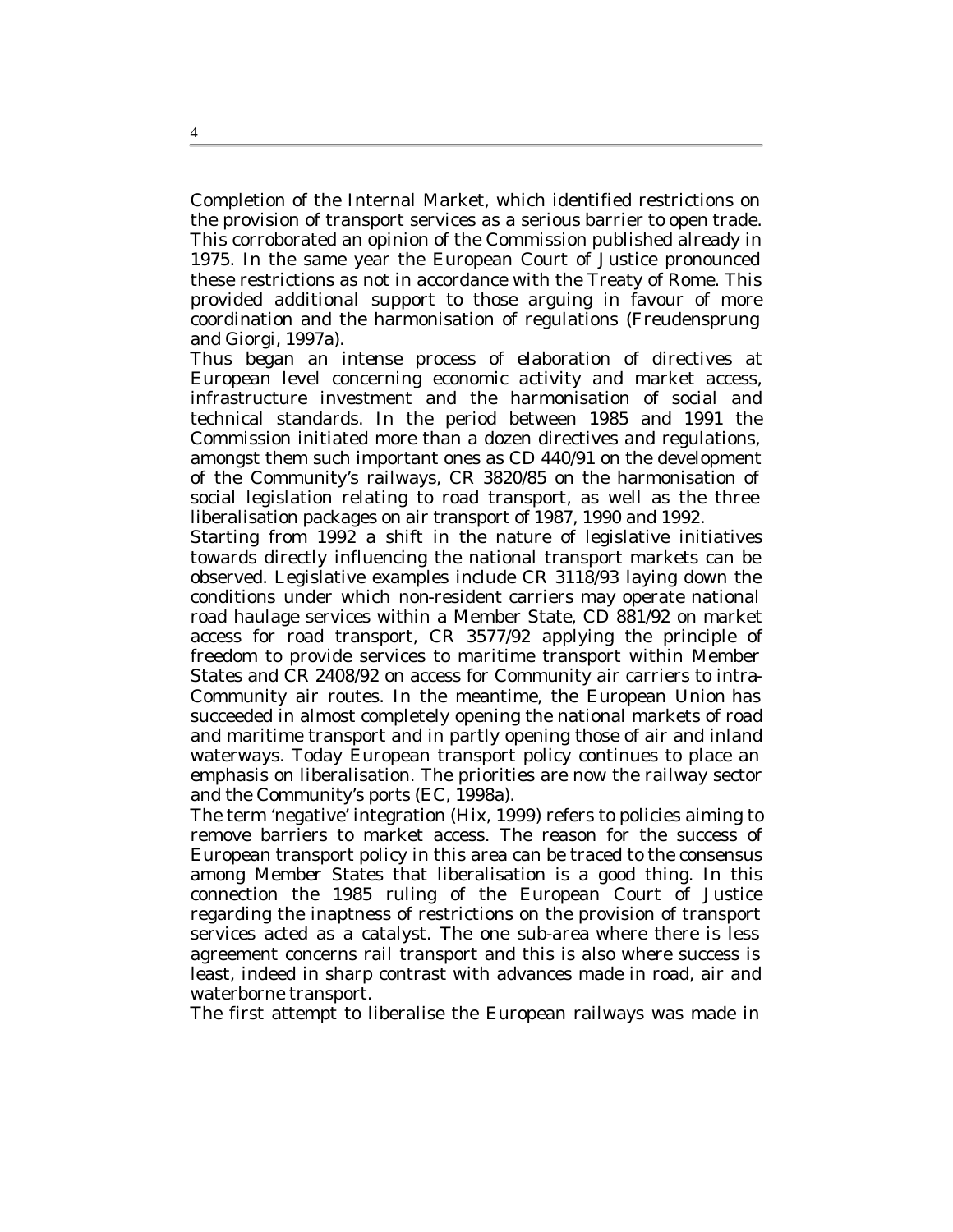Completion of the Internal Market, which identified restrictions on the provision of transport services as a serious barrier to open trade. This corroborated an opinion of the Commission published already in 1975. In the same year the European Court of Justice pronounced these restrictions as not in accordance with the Treaty of Rome. This provided additional support to those arguing in favour of more coordination and the harmonisation of regulations (Freudensprung and Giorgi, 1997a).

Thus began an intense process of elaboration of directives at European level concerning economic activity and market access, infrastructure investment and the harmonisation of social and technical standards. In the period between 1985 and 1991 the Commission initiated more than a dozen directives and regulations, amongst them such important ones as CD 440/91 on the development of the Community's railways, CR 3820/85 on the harmonisation of social legislation relating to road transport, as well as the three liberalisation packages on air transport of 1987, 1990 and 1992.

Starting from 1992 a shift in the nature of legislative initiatives towards directly influencing the national transport markets can be observed. Legislative examples include CR 3118/93 laying down the conditions under which non-resident carriers may operate national road haulage services within a Member State, CD 881/92 on market access for road transport, CR 3577/92 applying the principle of freedom to provide services to maritime transport within Member States and CR 2408/92 on access for Community air carriers to intra-Community air routes. In the meantime, the European Union has succeeded in almost completely opening the national markets of road and maritime transport and in partly opening those of air and inland waterways. Today European transport policy continues to place an emphasis on liberalisation. The priorities are now the railway sector and the Community's ports (EC, 1998a).

The term 'negative' integration (Hix, 1999) refers to policies aiming to remove barriers to market access. The reason for the success of European transport policy in this area can be traced to the consensus among Member States that liberalisation is a good thing. In this connection the 1985 ruling of the European Court of Justice regarding the inaptness of restrictions on the provision of transport services acted as a catalyst. The one sub-area where there is less agreement concerns rail transport and this is also where success is least, indeed in sharp contrast with advances made in road, air and waterborne transport.

The first attempt to liberalise the European railways was made in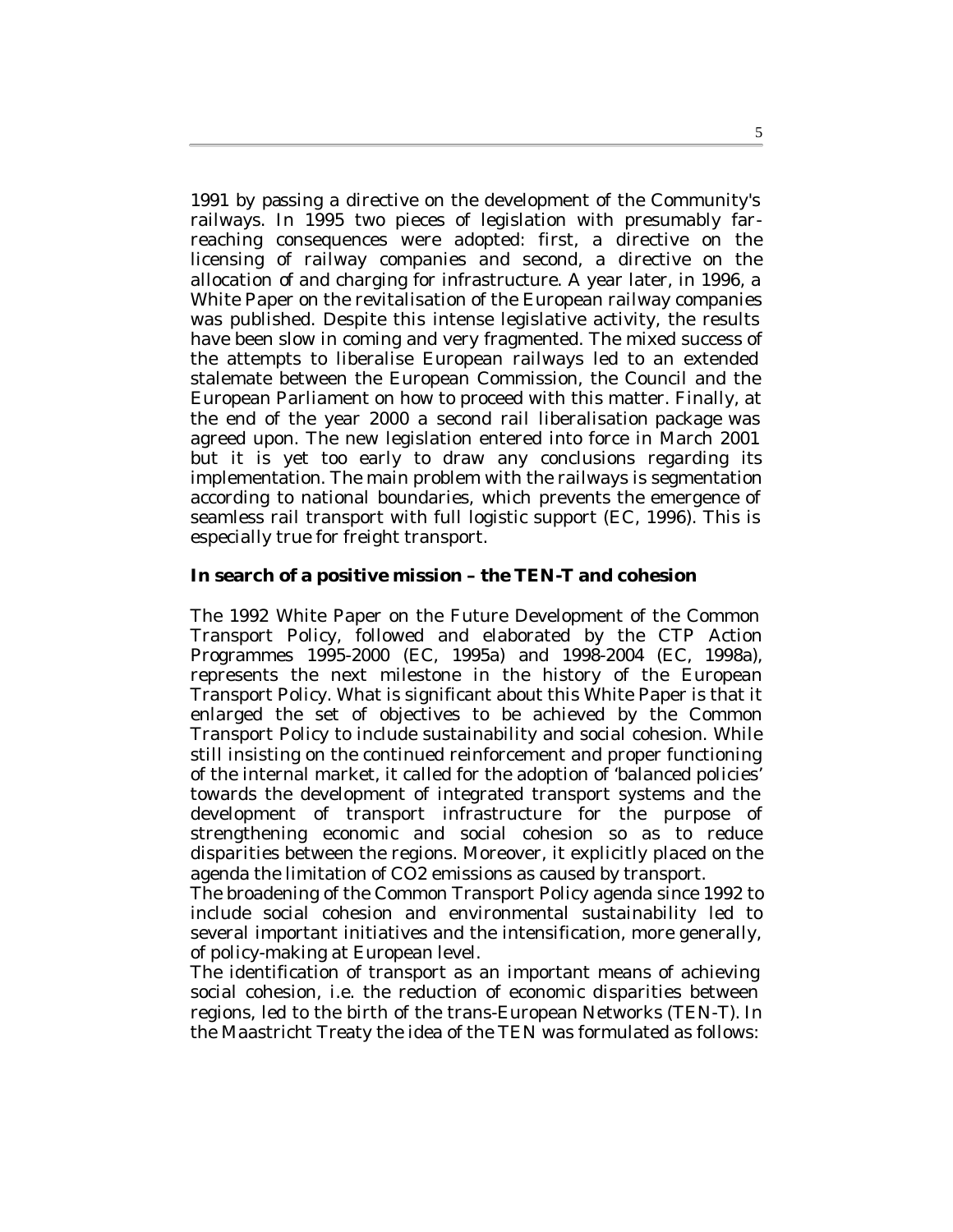1991 by passing a directive on the development of the Community's railways. In 1995 two pieces of legislation with presumably far-reaching consequences were adopted: first, a directive on the licensing of railway companies and second, a directive on the allocation of and charging for infrastructure. A year later, in 1996, a White Paper on the revitalisation of the European railway companies was published. Despite this intense legislative activity, the results have been slow in coming and very fragmented. The mixed success of the attempts to liberalise European railways led to an extended stalemate between the European Commission, the Council and the European Parliament on how to proceed with this matter. Finally, at the end of the year 2000 a second rail liberalisation package was agreed upon. The new legislation entered into force in March 2001 but it is yet too early to draw any conclusions regarding its implementation. The main problem with the railways is segmentation according to national boundaries, which prevents the emergence of seamless rail transport with full logistic support (EC, 1996). This is especially true for freight transport.

### In search of a positive mission – the TEN-T and cohesion

The 1992 White Paper on the Future Development of the Common Transport Policy, followed and elaborated by the CTP Action Programmes 1995-2000 (EC, 1995a) and 1998-2004 (EC, 1998a), represents the next milestone in the history of the European Transport Policy. What is significant about this White Paper is that it enlarged the set of objectives to be achieved by the Common Transport Policy to include sustainability and social cohesion. While still insisting on the continued reinforcement and proper functioning of the internal market, it called for the adoption of 'balanced policies' towards the development of integrated transport systems and the development of transport infrastructure for the purpose of strengthening economic and social cohesion so as to reduce disparities between the regions. Moreover, it explicitly placed on the agenda the limitation of $CO_2$ emissions as caused by transport.

The broadening of the Common Transport Policy agenda since 1992 to include social cohesion and environmental sustainability led to several important initiatives and the intensification, more generally, of policy-making at European level.

The identification of transport as an important means of achieving social cohesion, i.e. the reduction of economic disparities between regions, led to the birth of the trans-European Networks (TEN-T). In the Maastricht Treaty the idea of the TEN was formulated as follows: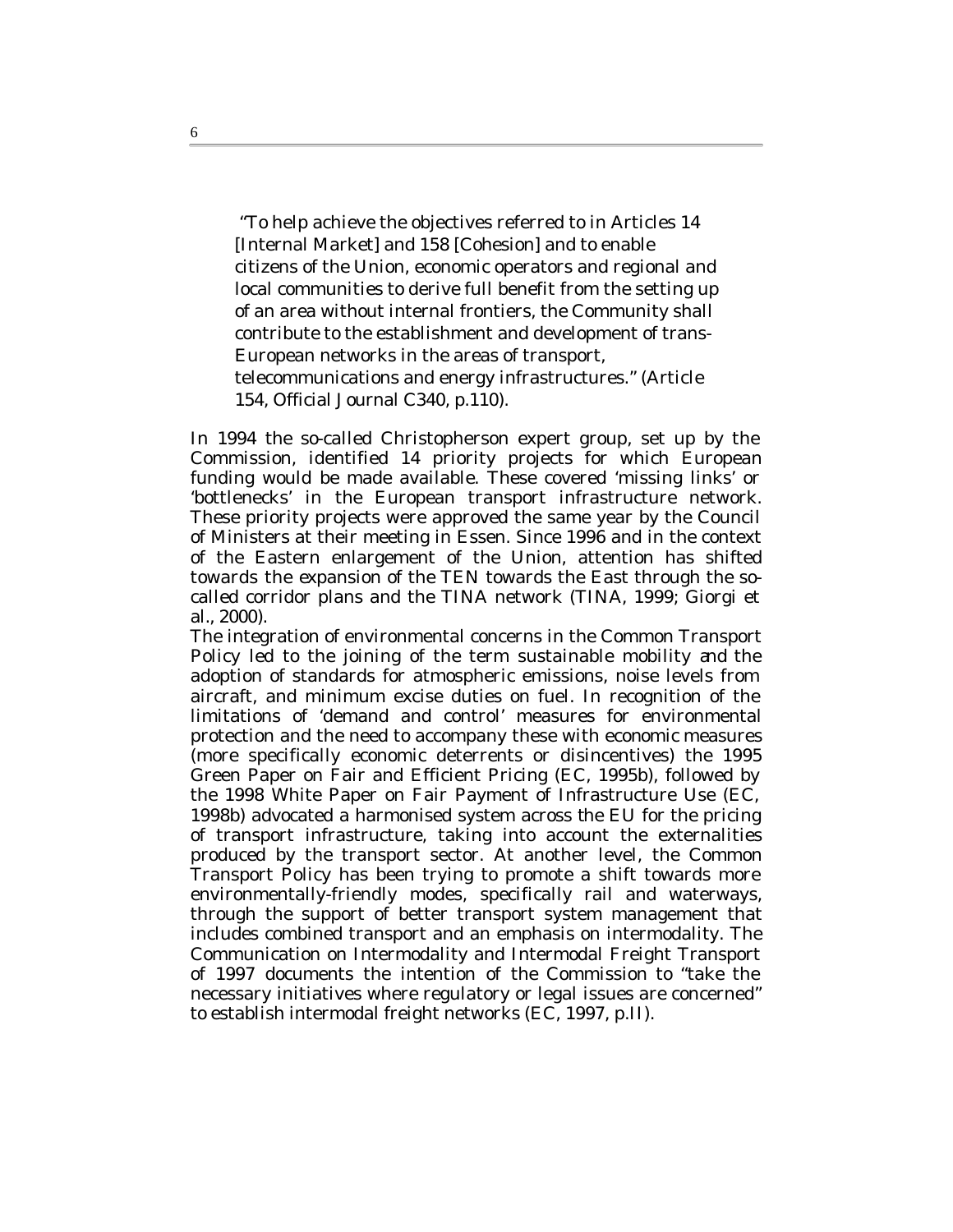> "To help achieve the objectives referred to in Articles 14 [Internal Market] and 158 [Cohesion] and to enable citizens of the Union, economic operators and regional and local communities to derive full benefit from the setting up of an area without internal frontiers, the Community shall contribute to the establishment and development of trans-European networks in the areas of transport, telecommunications and energy infrastructures." (Article 154, Official Journal C340, p.110).

In 1994 the so-called Christopherson expert group, set up by the Commission, identified 14 priority projects for which European funding would be made available. These covered 'missing links' or 'bottlenecks' in the European transport infrastructure network. These priority projects were approved the same year by the Council of Ministers at their meeting in Essen. Since 1996 and in the context of the Eastern enlargement of the Union, attention has shifted towards the expansion of the TEN towards the East through the so-called corridor plans and the TINA network (TINA, 1999; Giorgi et al., 2000).

The integration of environmental concerns in the Common Transport Policy led to the joining of the term sustainable mobility and the adoption of standards for atmospheric emissions, noise levels from aircraft, and minimum excise duties on fuel. In recognition of the limitations of 'demand and control' measures for environmental protection and the need to accompany these with economic measures (more specifically economic deterrents or disincentives) the 1995 Green Paper on Fair and Efficient Pricing (EC, 1995b), followed by the 1998 White Paper on Fair Payment of Infrastructure Use (EC, 1998b) advocated a harmonised system across the EU for the pricing of transport infrastructure, taking into account the externalities produced by the transport sector. At another level, the Common Transport Policy has been trying to promote a shift towards more environmentally-friendly modes, specifically rail and waterways, through the support of better transport system management that includes combined transport and an emphasis on intermodality. The Communication on Intermodality and Intermodal Freight Transport of 1997 documents the intention of the Commission to "take the necessary initiatives where regulatory or legal issues are concerned" to establish intermodal freight networks (EC, 1997, p.II).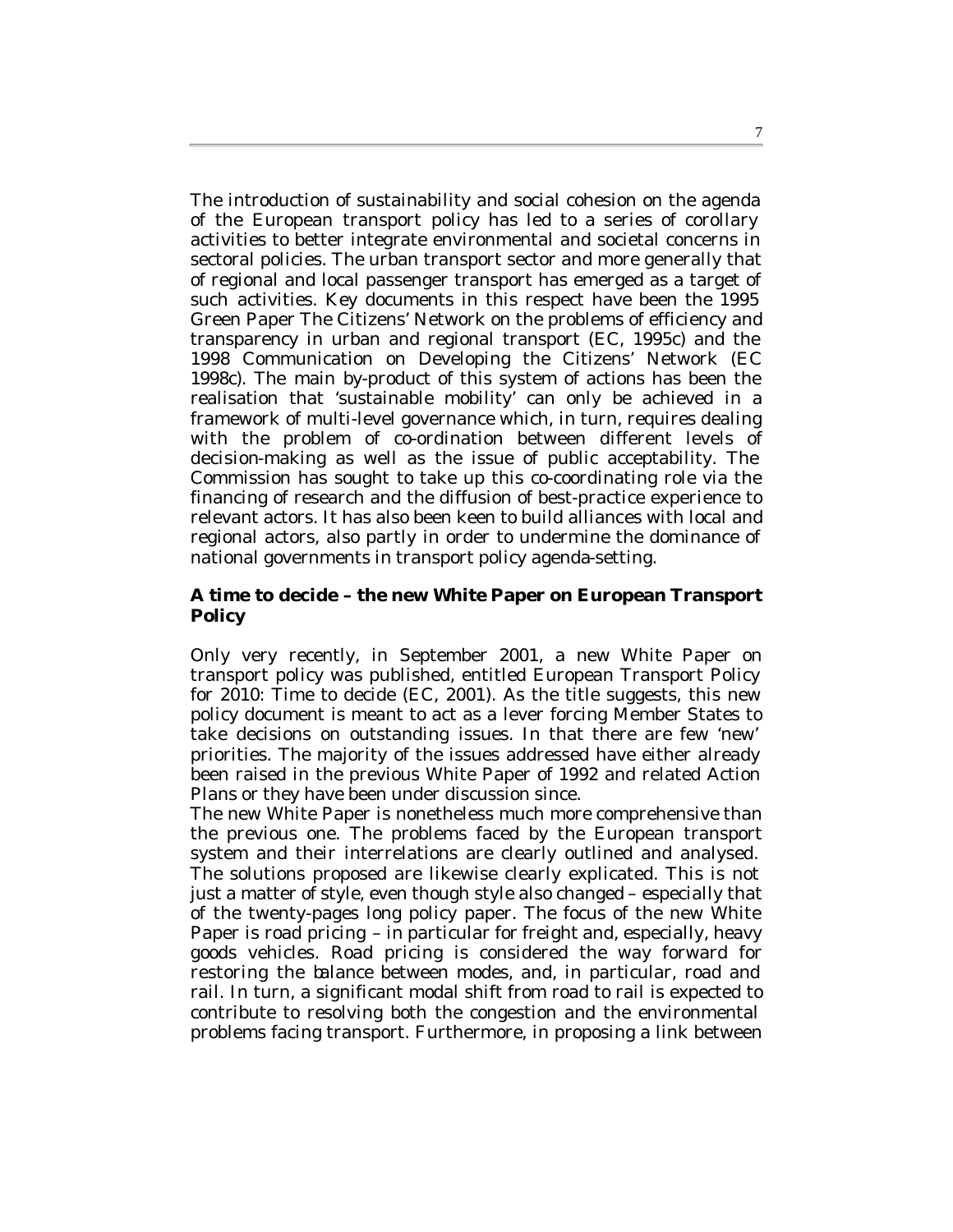The introduction of sustainability and social cohesion on the agenda of the European transport policy has led to a series of corollary activities to better integrate environmental and societal concerns in sectoral policies. The urban transport sector and more generally that of regional and local passenger transport has emerged as a target of such activities. Key documents in this respect have been the 1995 Green Paper The Citizens' Network on the problems of efficiency and transparency in urban and regional transport (EC, 1995c) and the 1998 Communication on Developing the Citizens' Network (EC 1998c). The main by-product of this system of actions has been the realisation that 'sustainable mobility' can only be achieved in a framework of multi-level governance which, in turn, requires dealing with the problem of co-ordination between different levels of decision-making as well as the issue of public acceptability. The Commission has sought to take up this co-coordinating role via the financing of research and the diffusion of best-practice experience to relevant actors. It has also been keen to build alliances with local and regional actors, also partly in order to undermine the dominance of national governments in transport policy agenda-setting.

## A time to decide – the new White Paper on European Transport Policy

Only very recently, in September 2001, a new White Paper on transport policy was published, entitled European Transport Policy for 2010: Time to decide (EC, 2001). As the title suggests, this new policy document is meant to act as a lever forcing Member States to take decisions on outstanding issues. In that there are few 'new' priorities. The majority of the issues addressed have either already been raised in the previous White Paper of 1992 and related Action Plans or they have been under discussion since.

The new White Paper is nonetheless much more comprehensive than the previous one. The problems faced by the European transport system and their interrelations are clearly outlined and analysed. The solutions proposed are likewise clearly explicated. This is not just a matter of style, even though style also changed – especially that of the twenty-pages long policy paper. The focus of the new White Paper is road pricing – in particular for freight and, especially, heavy goods vehicles. Road pricing is considered the way forward for restoring the balance between modes, and, in particular, road and rail. In turn, a significant modal shift from road to rail is expected to contribute to resolving both the congestion and the environmental problems facing transport. Furthermore, in proposing a link between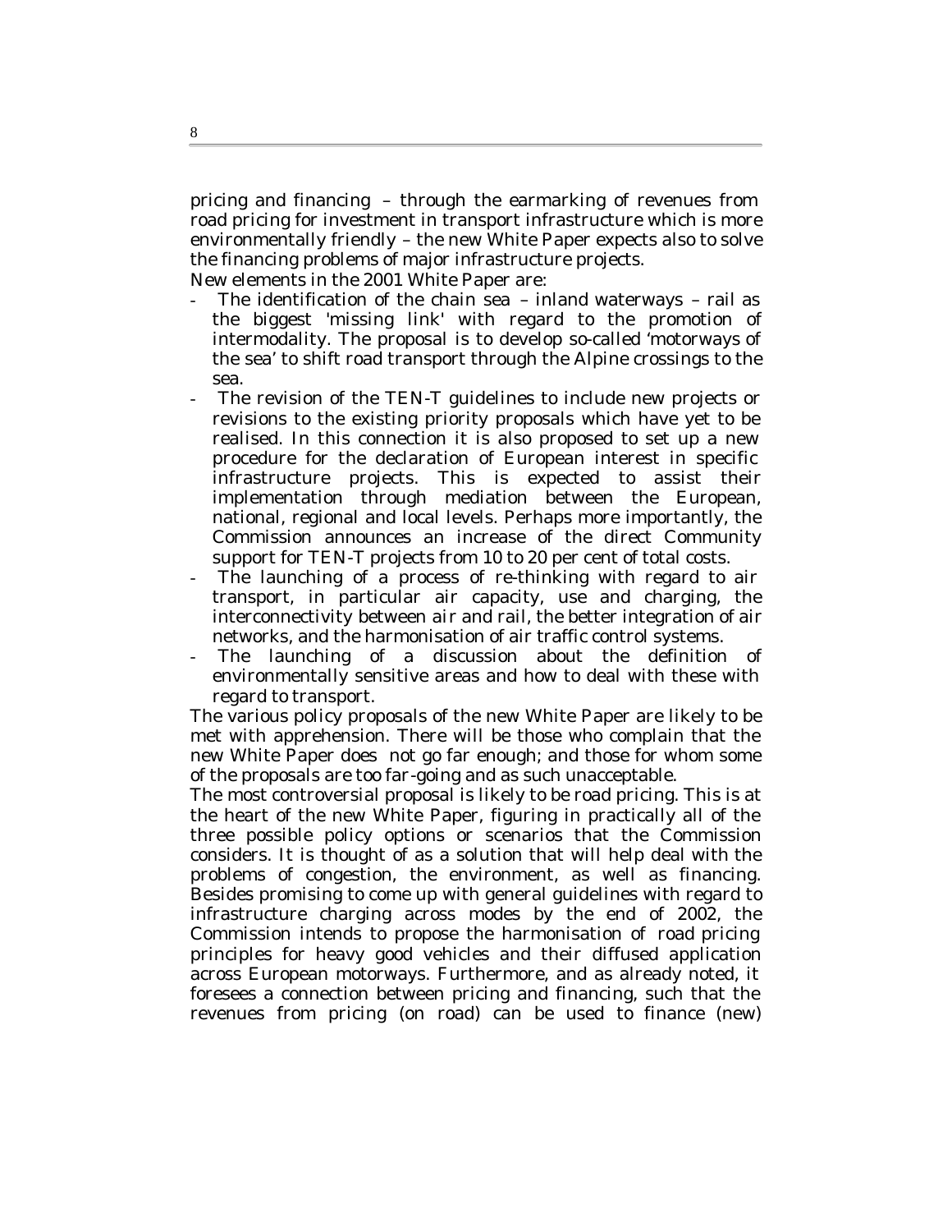pricing and financing – through the earmarking of revenues from road pricing for investment in transport infrastructure which is more environmentally friendly – the new White Paper expects also to solve the financing problems of major infrastructure projects.

New elements in the 2001 White Paper are:

- The identification of the chain sea – inland waterways – rail as the biggest 'missing link' with regard to the promotion of intermodality. The proposal is to develop so-called 'motorways of the sea' to shift road transport through the Alpine crossings to the sea.
- The revision of the TEN-T guidelines to include new projects or revisions to the existing priority proposals which have yet to be realised. In this connection it is also proposed to set up a new procedure for the declaration of European interest in specific infrastructure projects. This is expected to assist their implementation through mediation between the European, national, regional and local levels. Perhaps more importantly, the Commission announces an increase of the direct Community support for TEN-T projects from 10 to 20 per cent of total costs.
- The launching of a process of re-thinking with regard to air transport, in particular air capacity, use and charging, the interconnectivity between air and rail, the better integration of air networks, and the harmonisation of air traffic control systems.
- The launching of a discussion about the definition of environmentally sensitive areas and how to deal with these with regard to transport.

The various policy proposals of the new White Paper are likely to be met with apprehension. There will be those who complain that the new White Paper does not go far enough; and those for whom some of the proposals are too far-going and as such unacceptable.

The most controversial proposal is likely to be road pricing. This is at the heart of the new White Paper, figuring in practically all of the three possible policy options or scenarios that the Commission considers. It is thought of as a solution that will help deal with the problems of congestion, the environment, as well as financing. Besides promising to come up with general guidelines with regard to infrastructure charging across modes by the end of 2002, the Commission intends to propose the harmonisation of road pricing principles for heavy good vehicles and their diffused application across European motorways. Furthermore, and as already noted, it foresees a connection between pricing and financing, such that the revenues from pricing (on road) can be used to finance (new)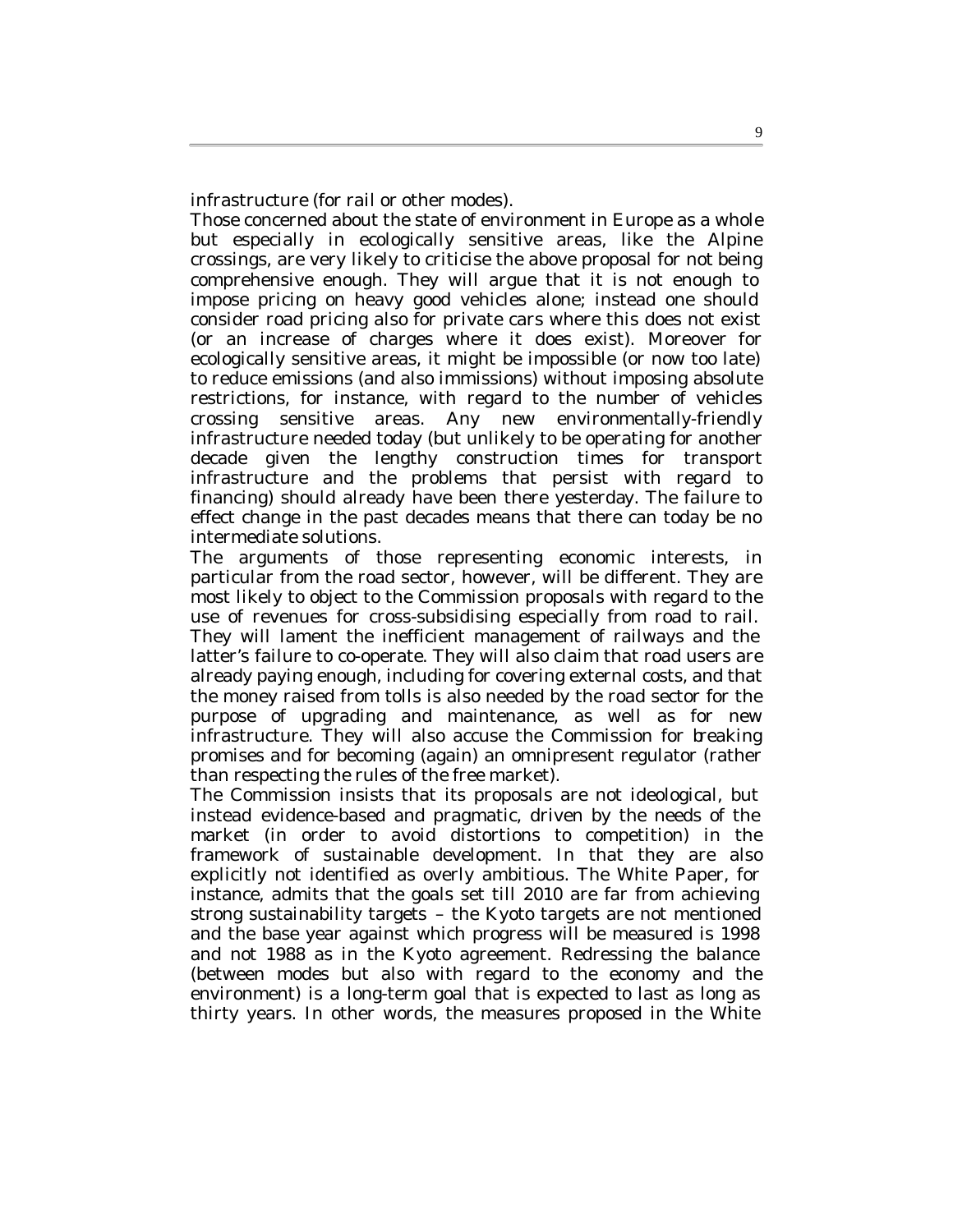infrastructure (for rail or other modes).

Those concerned about the state of environment in Europe as a whole but especially in ecologically sensitive areas, like the Alpine crossings, are very likely to criticise the above proposal for not being comprehensive enough. They will argue that it is not enough to impose pricing on heavy good vehicles alone; instead one should consider road pricing also for private cars where this does not exist (or an increase of charges where it does exist). Moreover for ecologically sensitive areas, it might be impossible (or now too late) to reduce emissions (and also immissions) without imposing absolute restrictions, for instance, with regard to the number of vehicles crossing sensitive areas. Any new environmentally-friendly infrastructure needed today (but unlikely to be operating for another decade given the lengthy construction times for transport infrastructure and the problems that persist with regard to financing) should already have been there yesterday. The failure to effect change in the past decades means that there can today be no intermediate solutions.

The arguments of those representing economic interests, in particular from the road sector, however, will be different. They are most likely to object to the Commission proposals with regard to the use of revenues for cross-subsidising especially from road to rail. They will lament the inefficient management of railways and the latter's failure to co-operate. They will also claim that road users are already paying enough, including for covering external costs, and that the money raised from tolls is also needed by the road sector for the purpose of upgrading and maintenance, as well as for new infrastructure. They will also accuse the Commission for breaking promises and for becoming (again) an omnipresent regulator (rather than respecting the rules of the free market).

The Commission insists that its proposals are not ideological, but instead evidence-based and pragmatic, driven by the needs of the market (in order to avoid distortions to competition) in the framework of sustainable development. In that they are also explicitly not identified as overly ambitious. The White Paper, for instance, admits that the goals set till 2010 are far from achieving strong sustainability targets – the Kyoto targets are not mentioned and the base year against which progress will be measured is 1998 and not 1988 as in the Kyoto agreement. Redressing the balance (between modes but also with regard to the economy and the environment) is a long-term goal that is expected to last as long as thirty years. In other words, the measures proposed in the White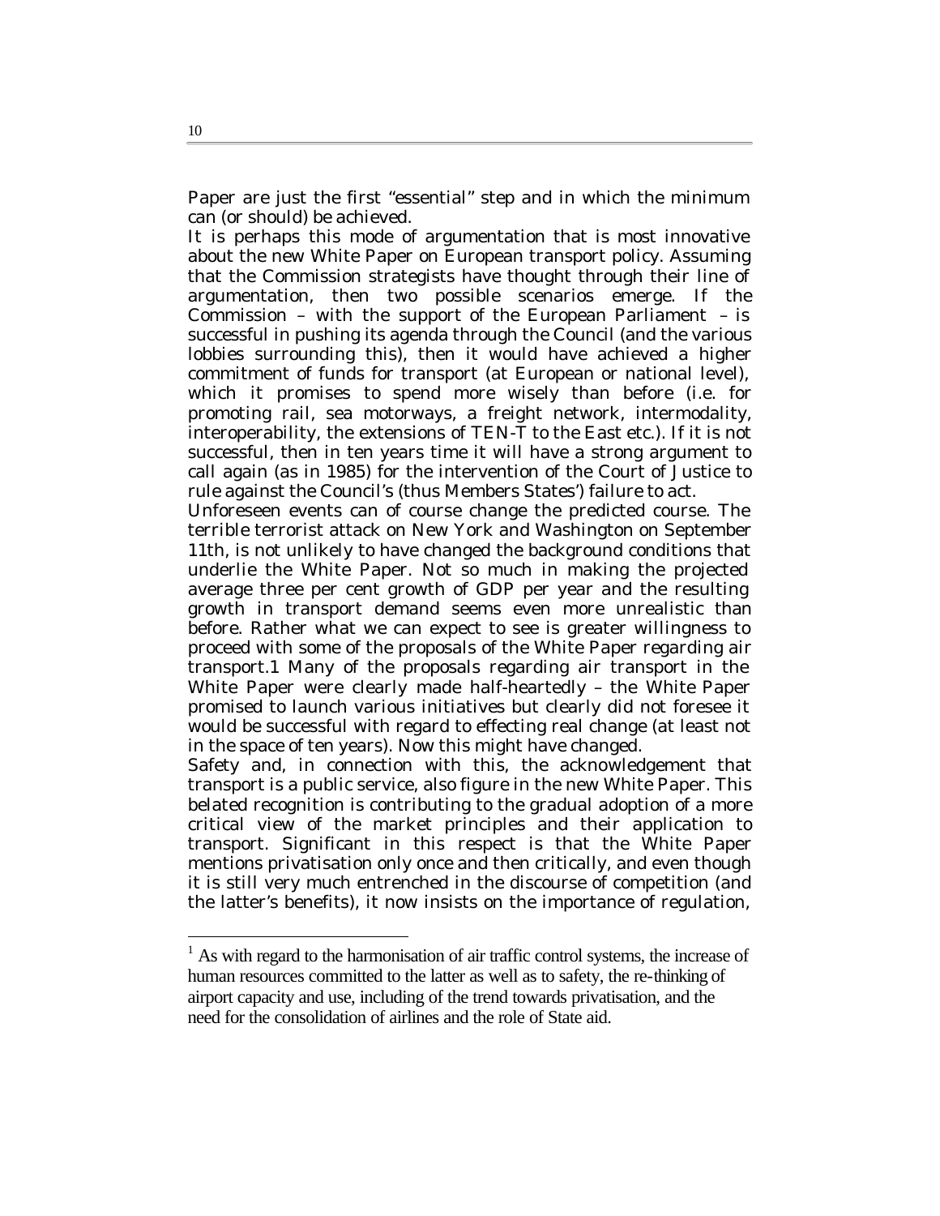Paper are just the first "essential" step and in which the minimum can (or should) be achieved.

It is perhaps this mode of argumentation that is most innovative about the new White Paper on European transport policy. Assuming that the Commission strategists have thought through their line of argumentation, then two possible scenarios emerge. If the Commission – with the support of the European Parliament – is successful in pushing its agenda through the Council (and the various lobbies surrounding this), then it would have achieved a higher commitment of funds for transport (at European or national level), which it promises to spend more wisely than before (i.e. for promoting rail, sea motorways, a freight network, intermodality, interoperability, the extensions of TEN-T to the East etc.). If it is not successful, then in ten years time it will have a strong argument to call again (as in 1985) for the intervention of the Court of Justice to rule against the Council's (thus Members States') failure to act.

Unforeseen events can of course change the predicted course. The terrible terrorist attack on New York and Washington on September 11th, is not unlikely to have changed the background conditions that underlie the White Paper. Not so much in making the projected average three per cent growth of GDP per year and the resulting growth in transport demand seems even more unrealistic than before. Rather what we can expect to see is greater willingness to proceed with some of the proposals of the White Paper regarding air transport.[1] Many of the proposals regarding air transport in the White Paper were clearly made half-heartedly – the White Paper promised to launch various initiatives but clearly did not foresee it would be successful with regard to effecting real change (at least not in the space of ten years). Now this might have changed.

Safety and, in connection with this, the acknowledgement that transport is a public service, also figure in the new White Paper. This belated recognition is contributing to the gradual adoption of a more critical view of the market principles and their application to transport. Significant in this respect is that the White Paper mentions privatisation only once and then critically, and even though it is still very much entrenched in the discourse of competition (and the latter's benefits), it now insists on the importance of regulation,

---

[1] As with regard to the harmonisation of air traffic control systems, the increase of human resources committed to the latter as well as to safety, the re-thinking of airport capacity and use, including of the trend towards privatisation, and the need for the consolidation of airlines and the role of State aid.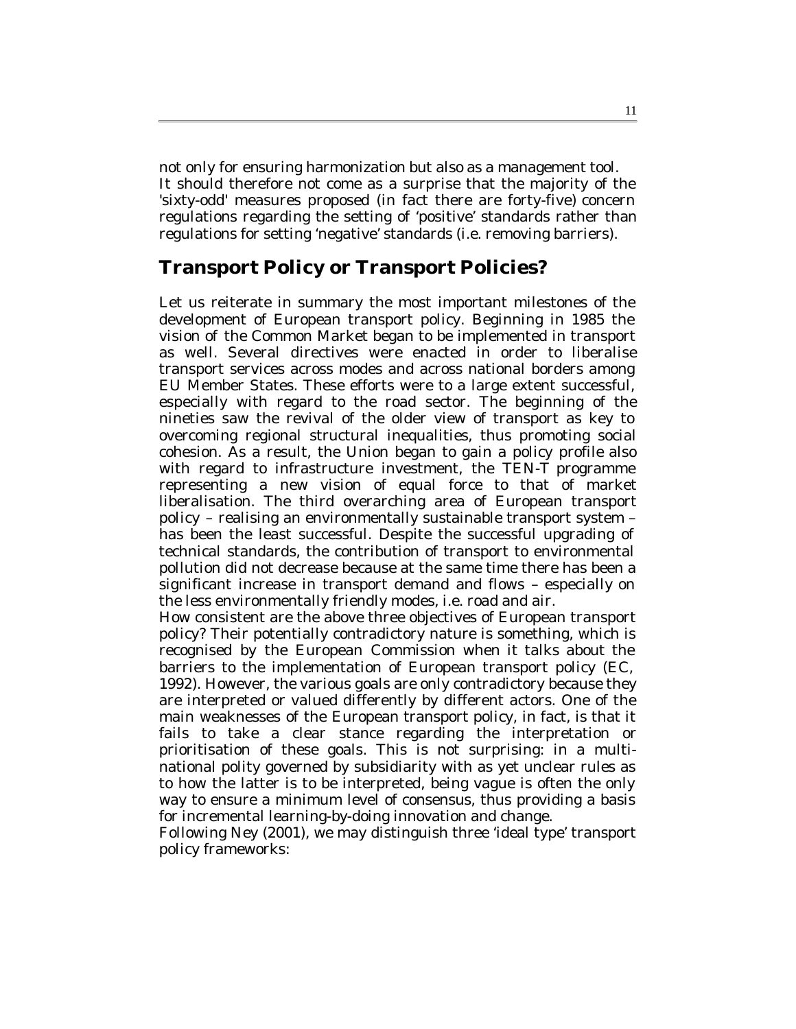not only for ensuring harmonization but also as a management tool. It should therefore not come as a surprise that the majority of the 'sixty-odd' measures proposed (in fact there are forty-five) concern regulations regarding the setting of 'positive' standards rather than regulations for setting 'negative' standards (i.e. removing barriers).

## Transport Policy or Transport Policies?

Let us reiterate in summary the most important milestones of the development of European transport policy. Beginning in 1985 the vision of the Common Market began to be implemented in transport as well. Several directives were enacted in order to liberalise transport services across modes and across national borders among EU Member States. These efforts were to a large extent successful, especially with regard to the road sector. The beginning of the nineties saw the revival of the older view of transport as key to overcoming regional structural inequalities, thus promoting social cohesion. As a result, the Union began to gain a policy profile also with regard to infrastructure investment, the TEN-T programme representing a new vision of equal force to that of market liberalisation. The third overarching area of European transport policy – realising an environmentally sustainable transport system – has been the least successful. Despite the successful upgrading of technical standards, the contribution of transport to environmental pollution did not decrease because at the same time there has been a significant increase in transport demand and flows – especially on the less environmentally friendly modes, i.e. road and air.

How consistent are the above three objectives of European transport policy? Their potentially contradictory nature is something, which is recognised by the European Commission when it talks about the barriers to the implementation of European transport policy (EC, 1992). However, the various goals are only contradictory because they are interpreted or valued differently by different actors. One of the main weaknesses of the European transport policy, in fact, is that it fails to take a clear stance regarding the interpretation or prioritisation of these goals. This is not surprising: in a multi-national polity governed by subsidiarity with as yet unclear rules as to how the latter is to be interpreted, being vague is often the only way to ensure a minimum level of consensus, thus providing a basis for incremental learning-by-doing innovation and change.

Following Ney (2001), we may distinguish three 'ideal type' transport policy frameworks: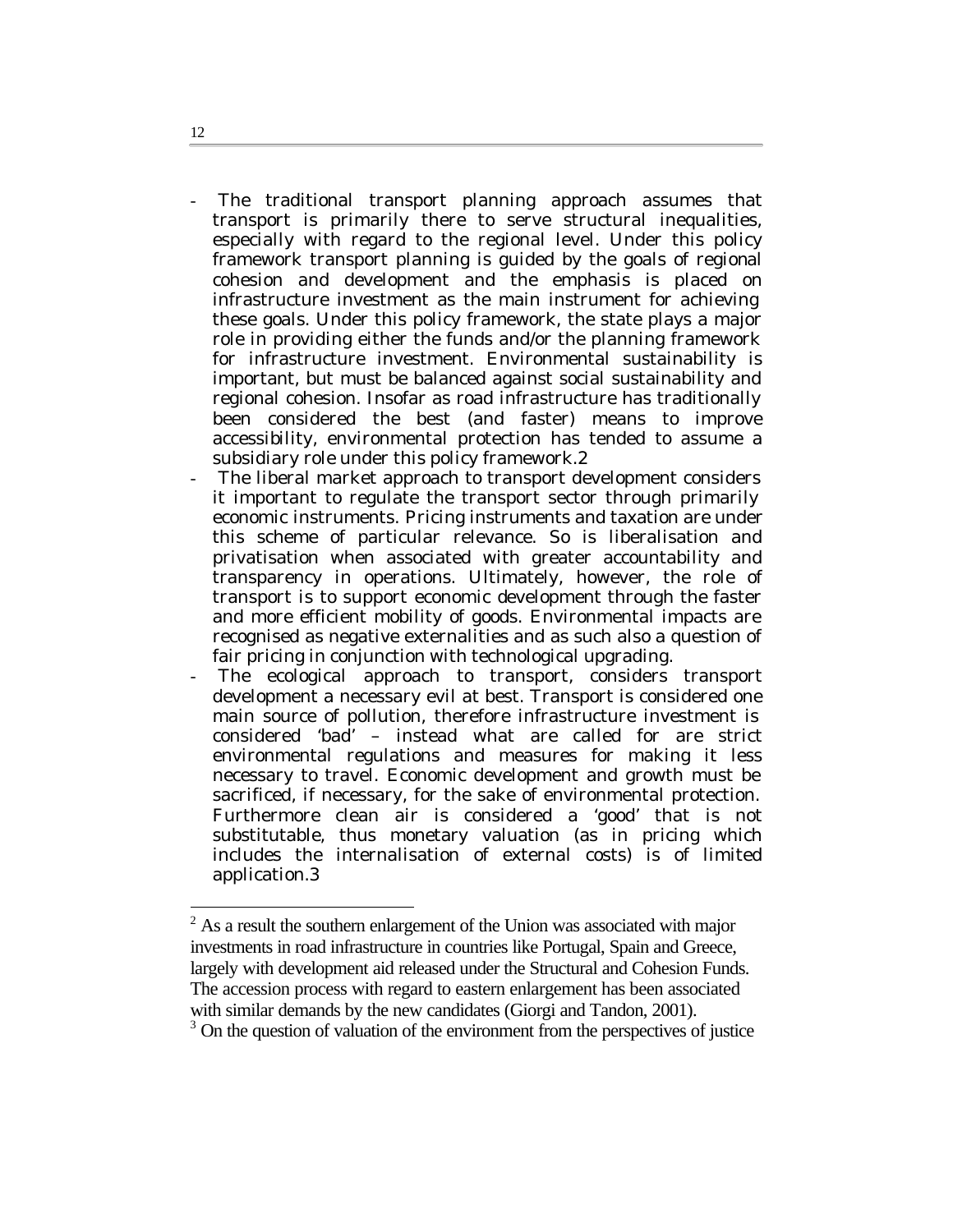- The traditional transport planning approach assumes that transport is primarily there to serve structural inequalities, especially with regard to the regional level. Under this policy framework transport planning is guided by the goals of regional cohesion and development and the emphasis is placed on infrastructure investment as the main instrument for achieving these goals. Under this policy framework, the state plays a major role in providing either the funds and/or the planning framework for infrastructure investment. Environmental sustainability is important, but must be balanced against social sustainability and regional cohesion. Insofar as road infrastructure has traditionally been considered the best (and faster) means to improve accessibility, environmental protection has tended to assume a subsidiary role under this policy framework.[2]
- The liberal market approach to transport development considers it important to regulate the transport sector through primarily economic instruments. Pricing instruments and taxation are under this scheme of particular relevance. So is liberalisation and privatisation when associated with greater accountability and transparency in operations. Ultimately, however, the role of transport is to support economic development through the faster and more efficient mobility of goods. Environmental impacts are recognised as negative externalities and as such also a question of fair pricing in conjunction with technological upgrading.
- The ecological approach to transport, considers transport development a necessary evil at best. Transport is considered one main source of pollution, therefore infrastructure investment is considered 'bad' – instead what are called for are strict environmental regulations and measures for making it less necessary to travel. Economic development and growth must be sacrificed, if necessary, for the sake of environmental protection. Furthermore clean air is considered a 'good' that is not substitutable, thus monetary valuation (as in pricing which includes the internalisation of external costs) is of limited application.[3]

---

[2] As a result the southern enlargement of the Union was associated with major investments in road infrastructure in countries like Portugal, Spain and Greece, largely with development aid released under the Structural and Cohesion Funds. The accession process with regard to eastern enlargement has been associated with similar demands by the new candidates (Giorgi and Tandon, 2001).

[3] On the question of valuation of the environment from the perspectives of justice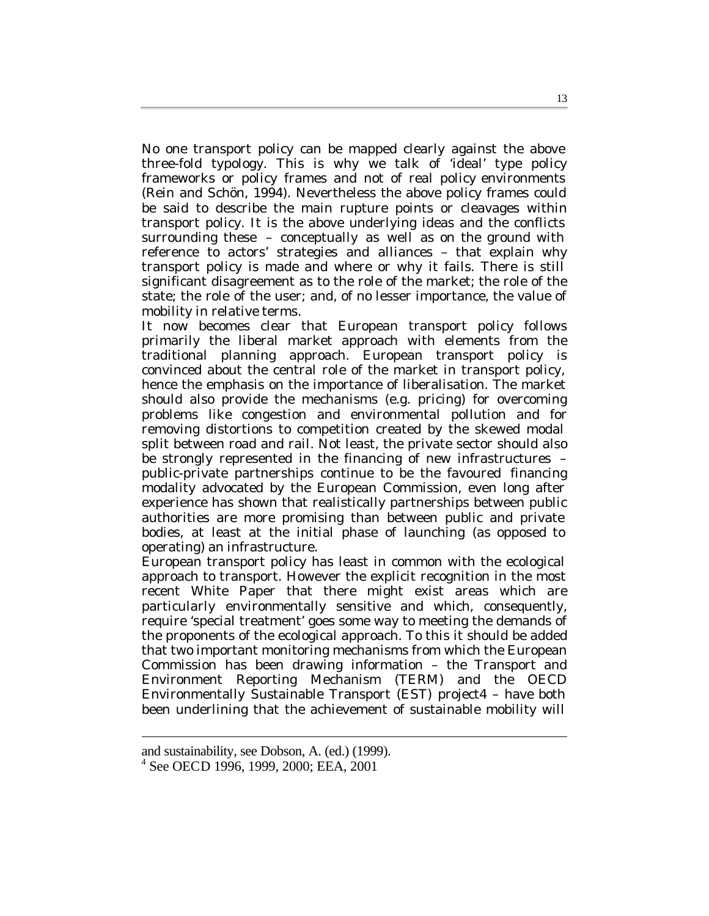No one transport policy can be mapped clearly against the above three-fold typology. This is why we talk of 'ideal' type policy frameworks or policy frames and not of real policy environments (Rein and Schön, 1994). Nevertheless the above policy frames could be said to describe the main rupture points or cleavages within transport policy. It is the above underlying ideas and the conflicts surrounding these – conceptually as well as on the ground with reference to actors' strategies and alliances – that explain why transport policy is made and where or why it fails. There is still significant disagreement as to the role of the market; the role of the state; the role of the user; and, of no lesser importance, the value of mobility in relative terms.

It now becomes clear that European transport policy follows primarily the liberal market approach with elements from the traditional planning approach. European transport policy is convinced about the central role of the market in transport policy, hence the emphasis on the importance of liberalisation. The market should also provide the mechanisms (e.g. pricing) for overcoming problems like congestion and environmental pollution and for removing distortions to competition created by the skewed modal split between road and rail. Not least, the private sector should also be strongly represented in the financing of new infrastructures – public-private partnerships continue to be the favoured financing modality advocated by the European Commission, even long after experience has shown that realistically partnerships between public authorities are more promising than between public and private bodies, at least at the initial phase of launching (as opposed to operating) an infrastructure.

European transport policy has least in common with the ecological approach to transport. However the explicit recognition in the most recent White Paper that there might exist areas which are particularly environmentally sensitive and which, consequently, require 'special treatment' goes some way to meeting the demands of the proponents of the ecological approach. To this it should be added that two important monitoring mechanisms from which the European Commission has been drawing information – the Transport and Environment Reporting Mechanism (TERM) and the OECD Environmentally Sustainable Transport (EST) project[4] – have both been underlining that the achievement of sustainable mobility will

---

and sustainability, see Dobson, A. (ed.) (1999).

[4] See OECD 1996, 1999, 2000; EEA, 2001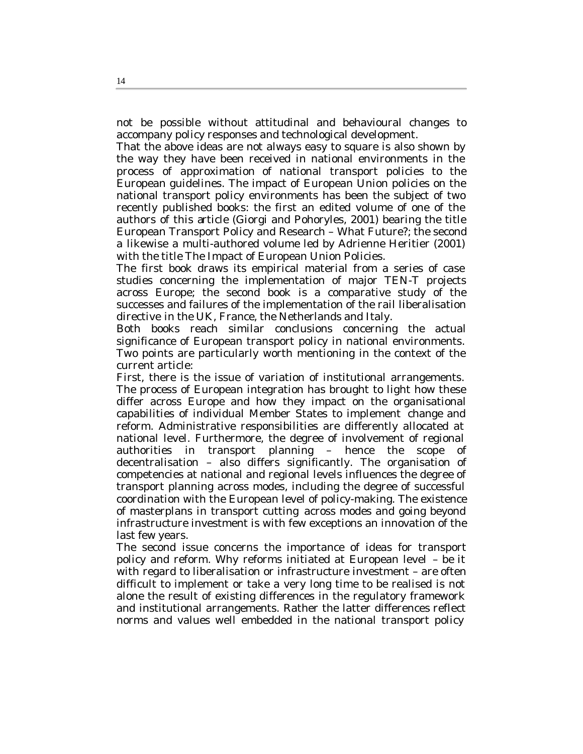not be possible without attitudinal and behavioural changes to accompany policy responses and technological development.

That the above ideas are not always easy to square is also shown by the way they have been received in national environments in the process of approximation of national transport policies to the European guidelines. The impact of European Union policies on the national transport policy environments has been the subject of two recently published books: the first an edited volume of one of the authors of this article (Giorgi and Pohoryles, 2001) bearing the title European Transport Policy and Research – What Future?; the second a likewise a multi-authored volume led by Adrienne Heritier (2001) with the title The Impact of European Union Policies.

The first book draws its empirical material from a series of case studies concerning the implementation of major TEN-T projects across Europe; the second book is a comparative study of the successes and failures of the implementation of the rail liberalisation directive in the UK, France, the Netherlands and Italy.

Both books reach similar conclusions concerning the actual significance of European transport policy in national environments. Two points are particularly worth mentioning in the context of the current article:

First, there is the issue of variation of institutional arrangements. The process of European integration has brought to light how these differ across Europe and how they impact on the organisational capabilities of individual Member States to implement change and reform. Administrative responsibilities are differently allocated at national level. Furthermore, the degree of involvement of regional authorities in transport planning – hence the scope of decentralisation – also differs significantly. The organisation of competencies at national and regional levels influences the degree of transport planning across modes, including the degree of successful coordination with the European level of policy-making. The existence of masterplans in transport cutting across modes and going beyond infrastructure investment is with few exceptions an innovation of the last few years.

The second issue concerns the importance of ideas for transport policy and reform. Why reforms initiated at European level – be it with regard to liberalisation or infrastructure investment – are often difficult to implement or take a very long time to be realised is not alone the result of existing differences in the regulatory framework and institutional arrangements. Rather the latter differences reflect norms and values well embedded in the national transport policy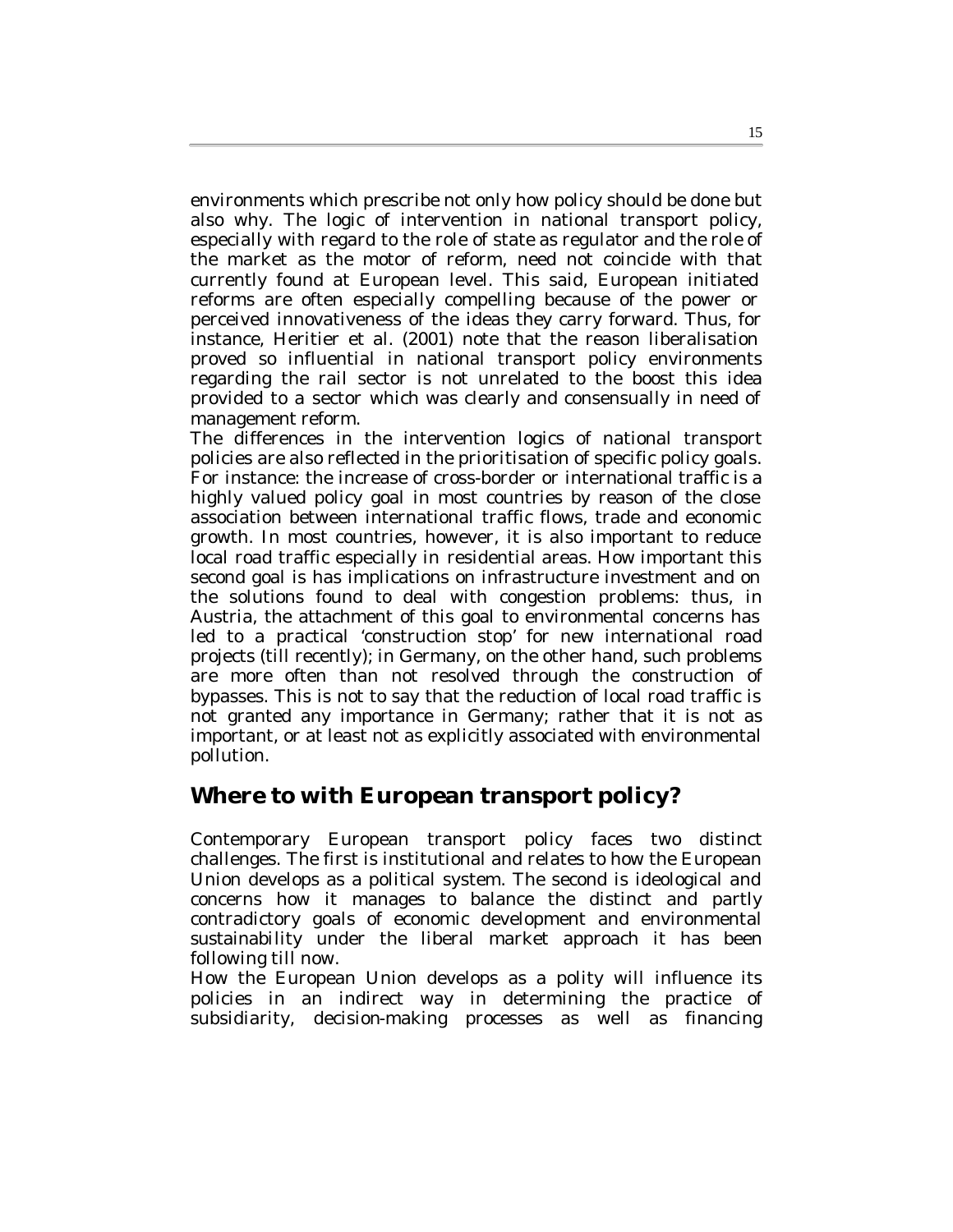environments which prescribe not only how policy should be done but also why. The logic of intervention in national transport policy, especially with regard to the role of state as regulator and the role of the market as the motor of reform, need not coincide with that currently found at European level. This said, European initiated reforms are often especially compelling because of the power or perceived innovativeness of the ideas they carry forward. Thus, for instance, Heritier et al. (2001) note that the reason liberalisation proved so influential in national transport policy environments regarding the rail sector is not unrelated to the boost this idea provided to a sector which was clearly and consensually in need of management reform.

The differences in the intervention logics of national transport policies are also reflected in the prioritisation of specific policy goals. For instance: the increase of cross-border or international traffic is a highly valued policy goal in most countries by reason of the close association between international traffic flows, trade and economic growth. In most countries, however, it is also important to reduce local road traffic especially in residential areas. How important this second goal is has implications on infrastructure investment and on the solutions found to deal with congestion problems: thus, in Austria, the attachment of this goal to environmental concerns has led to a practical 'construction stop' for new international road projects (till recently); in Germany, on the other hand, such problems are more often than not resolved through the construction of bypasses. This is not to say that the reduction of local road traffic is not granted any importance in Germany; rather that it is not as important, or at least not as explicitly associated with environmental pollution.

## Where to with European transport policy?

Contemporary European transport policy faces two distinct challenges. The first is institutional and relates to how the European Union develops as a political system. The second is ideological and concerns how it manages to balance the distinct and partly contradictory goals of economic development and environmental sustainability under the liberal market approach it has been following till now.

How the European Union develops as a polity will influence its policies in an indirect way in determining the practice of subsidiarity, decision-making processes as well as financing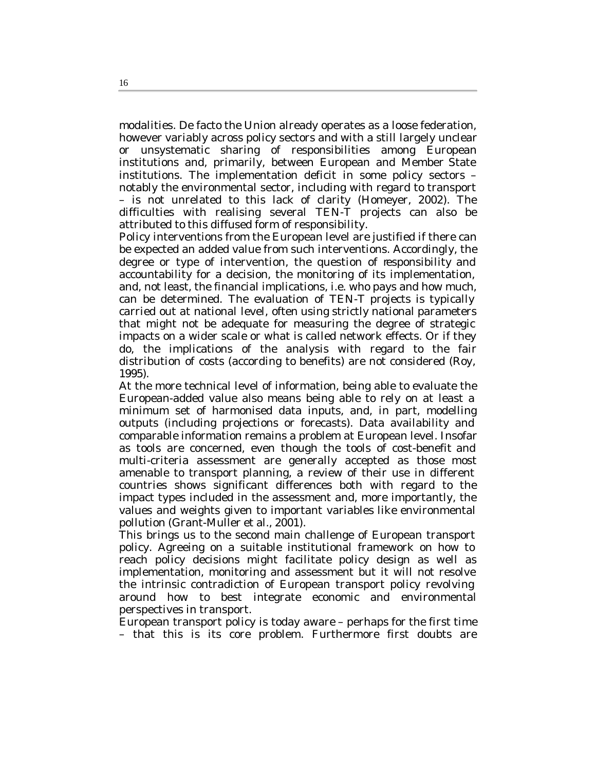modalities. De facto the Union already operates as a loose federation, however variably across policy sectors and with a still largely unclear or unsystematic sharing of responsibilities among European institutions and, primarily, between European and Member State institutions. The implementation deficit in some policy sectors – notably the environmental sector, including with regard to transport – is not unrelated to this lack of clarity (Homeyer, 2002). The difficulties with realising several TEN-T projects can also be attributed to this diffused form of responsibility.

Policy interventions from the European level are justified if there can be expected an added value from such interventions. Accordingly, the degree or type of intervention, the question of responsibility and accountability for a decision, the monitoring of its implementation, and, not least, the financial implications, i.e. who pays and how much, can be determined. The evaluation of TEN-T projects is typically carried out at national level, often using strictly national parameters that might not be adequate for measuring the degree of strategic impacts on a wider scale or what is called network effects. Or if they do, the implications of the analysis with regard to the fair distribution of costs (according to benefits) are not considered (Roy, 1995).

At the more technical level of information, being able to evaluate the European-added value also means being able to rely on at least a minimum set of harmonised data inputs, and, in part, modelling outputs (including projections or forecasts). Data availability and comparable information remains a problem at European level. Insofar as tools are concerned, even though the tools of cost-benefit and multi-criteria assessment are generally accepted as those most amenable to transport planning, a review of their use in different countries shows significant differences both with regard to the impact types included in the assessment and, more importantly, the values and weights given to important variables like environmental pollution (Grant-Muller et al., 2001).

This brings us to the second main challenge of European transport policy. Agreeing on a suitable institutional framework on how to reach policy decisions might facilitate policy design as well as implementation, monitoring and assessment but it will not resolve the intrinsic contradiction of European transport policy revolving around how to best integrate economic and environmental perspectives in transport.

European transport policy is today aware – perhaps for the first time – that this is its core problem. Furthermore first doubts are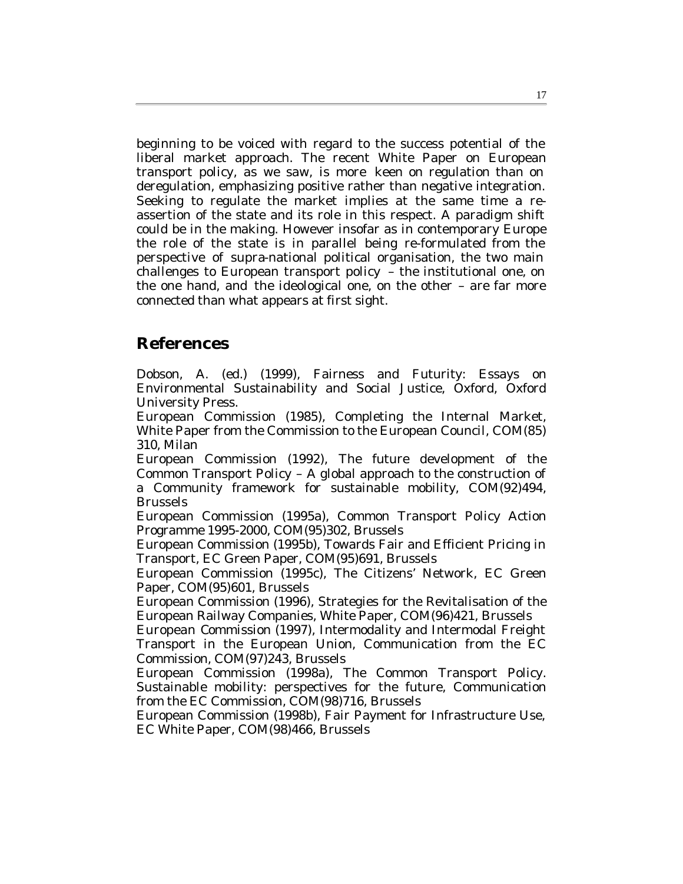beginning to be voiced with regard to the success potential of the liberal market approach. The recent White Paper on European transport policy, as we saw, is more keen on regulation than on deregulation, emphasizing positive rather than negative integration. Seeking to regulate the market implies at the same time a re-assertion of the state and its role in this respect. A paradigm shift could be in the making. However insofar as in contemporary Europe the role of the state is in parallel being re-formulated from the perspective of supra-national political organisation, the two main challenges to European transport policy – the institutional one, on the one hand, and the ideological one, on the other – are far more connected than what appears at first sight.

## References

Dobson, A. (ed.) (1999), Fairness and Futurity: Essays on Environmental Sustainability and Social Justice, Oxford, Oxford University Press.

European Commission (1985), Completing the Internal Market, White Paper from the Commission to the European Council, COM(85) 310, Milan

European Commission (1992), The future development of the Common Transport Policy – A global approach to the construction of a Community framework for sustainable mobility, COM(92)494, Brussels

European Commission (1995a), Common Transport Policy Action Programme 1995-2000, COM(95)302, Brussels

European Commission (1995b), Towards Fair and Efficient Pricing in Transport, EC Green Paper, COM(95)691, Brussels

European Commission (1995c), The Citizens' Network, EC Green Paper, COM(95)601, Brussels

European Commission (1996), Strategies for the Revitalisation of the European Railway Companies, White Paper, COM(96)421, Brussels

European Commission (1997), Intermodality and Intermodal Freight Transport in the European Union, Communication from the EC Commission, COM(97)243, Brussels

European Commission (1998a), The Common Transport Policy. Sustainable mobility: perspectives for the future, Communication from the EC Commission, COM(98)716, Brussels

European Commission (1998b), Fair Payment for Infrastructure Use, EC White Paper, COM(98)466, Brussels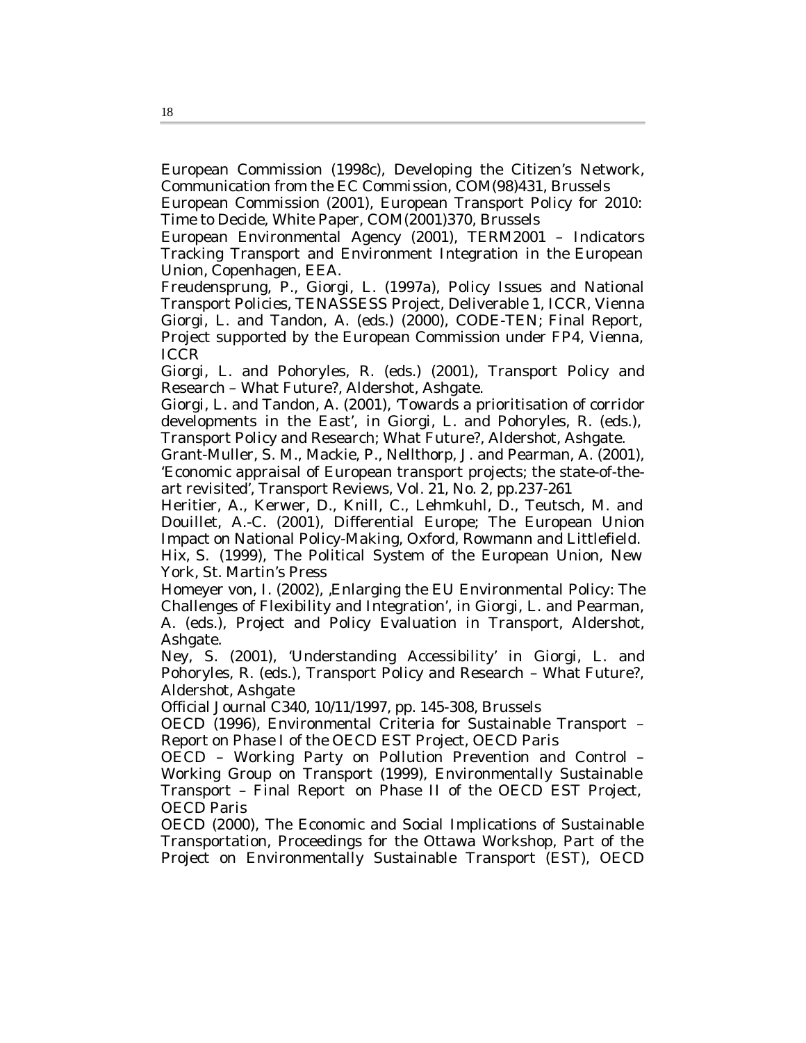European Commission (1998c), Developing the Citizen's Network, Communication from the EC Commission, COM(98)431, Brussels

European Commission (2001), European Transport Policy for 2010: Time to Decide, White Paper, COM(2001)370, Brussels

European Environmental Agency (2001), TERM2001 – Indicators Tracking Transport and Environment Integration in the European Union, Copenhagen, EEA.

Freudensprung, P., Giorgi, L. (1997a), Policy Issues and National Transport Policies, TENASSESS Project, Deliverable 1, ICCR, Vienna

Giorgi, L. and Tandon, A. (eds.) (2000), CODE-TEN; Final Report, Project supported by the European Commission under FP4, Vienna, ICCR

Giorgi, L. and Pohoryles, R. (eds.) (2001), Transport Policy and Research – What Future?, Aldershot, Ashgate.

Giorgi, L. and Tandon, A. (2001), 'Towards a prioritisation of corridor developments in the East', in Giorgi, L. and Pohoryles, R. (eds.), Transport Policy and Research; What Future?, Aldershot, Ashgate.

Grant-Muller, S. M., Mackie, P., Nellthorp, J. and Pearman, A. (2001), 'Economic appraisal of European transport projects; the state-of-the-art revisited', Transport Reviews, Vol. 21, No. 2, pp.237-261

Heritier, A., Kerwer, D., Knill, C., Lehmkuhl, D., Teutsch, M. and Douillet, A.-C. (2001), Differential Europe; The European Union Impact on National Policy-Making, Oxford, Rowmann and Littlefield.

Hix, S. (1999), The Political System of the European Union, New York, St. Martin's Press

Homeyer von, I. (2002), ‚Enlarging the EU Environmental Policy: The Challenges of Flexibility and Integration', in Giorgi, L. and Pearman, A. (eds.), Project and Policy Evaluation in Transport, Aldershot, Ashgate.

Ney, S. (2001), 'Understanding Accessibility' in Giorgi, L. and Pohoryles, R. (eds.), Transport Policy and Research – What Future?, Aldershot, Ashgate

Official Journal C340, 10/11/1997, pp. 145-308, Brussels

OECD (1996), Environmental Criteria for Sustainable Transport – Report on Phase I of the OECD EST Project, OECD Paris

OECD – Working Party on Pollution Prevention and Control – Working Group on Transport (1999), Environmentally Sustainable Transport – Final Report on Phase II of the OECD EST Project, OECD Paris

OECD (2000), The Economic and Social Implications of Sustainable Transportation, Proceedings for the Ottawa Workshop, Part of the Project on Environmentally Sustainable Transport (EST), OECD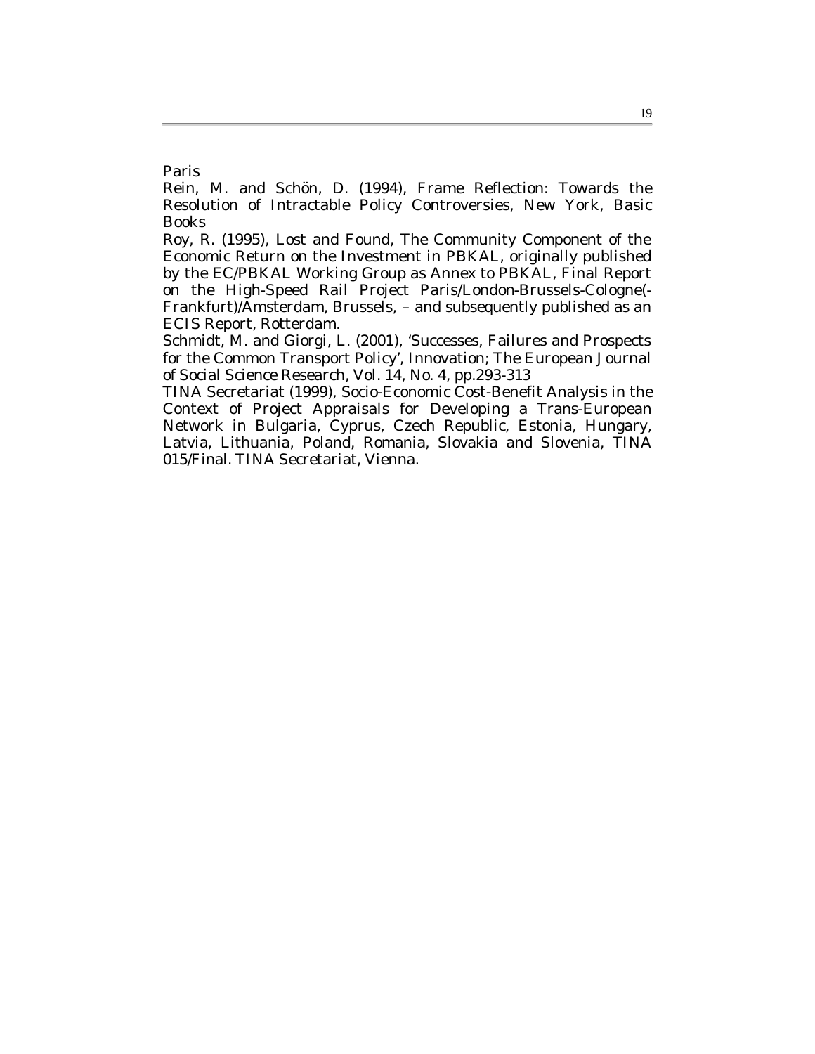Paris

Rein, M. and Schön, D. (1994), Frame Reflection: Towards the Resolution of Intractable Policy Controversies, New York, Basic Books

Roy, R. (1995), Lost and Found, The Community Component of the Economic Return on the Investment in PBKAL, originally published by the EC/PBKAL Working Group as Annex to PBKAL, Final Report on the High-Speed Rail Project Paris/London-Brussels-Cologne(-Frankfurt)/Amsterdam, Brussels, – and subsequently published as an ECIS Report, Rotterdam.

Schmidt, M. and Giorgi, L. (2001), 'Successes, Failures and Prospects for the Common Transport Policy', Innovation; The European Journal of Social Science Research, Vol. 14, No. 4, pp.293-313

TINA Secretariat (1999), Socio-Economic Cost-Benefit Analysis in the Context of Project Appraisals for Developing a Trans-European Network in Bulgaria, Cyprus, Czech Republic, Estonia, Hungary, Latvia, Lithuania, Poland, Romania, Slovakia and Slovenia, TINA 015/Final. TINA Secretariat, Vienna.